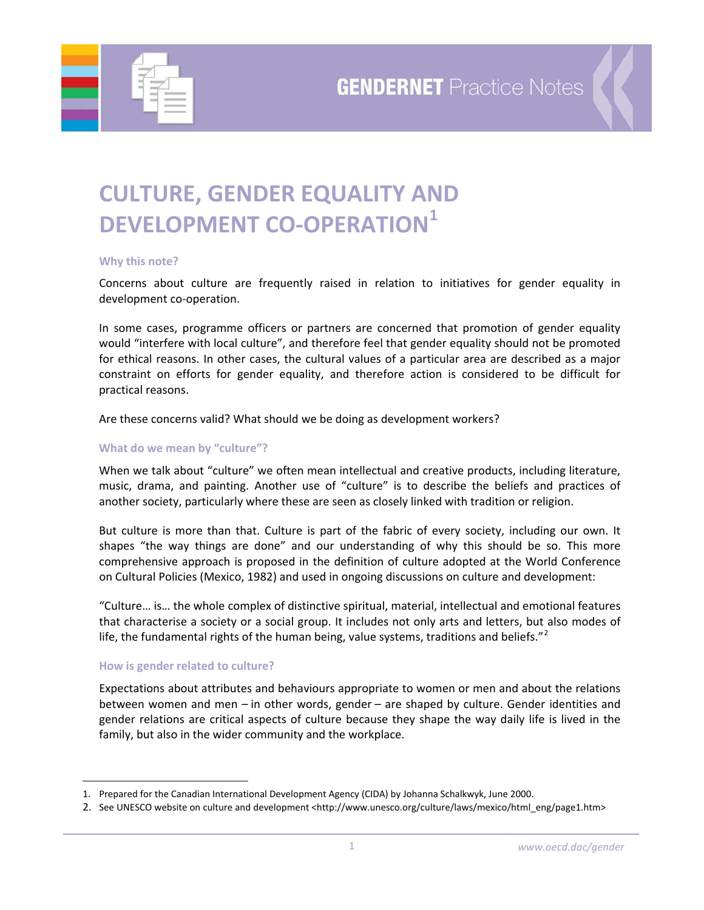GENDERNET Practice Notes

# CULTURE, GENDER EQUALITY AND DEVELOPMENT CO-OPERATION[1]

### Why this note?

Concerns about culture are frequently raised in relation to initiatives for gender equality in development co-operation.

In some cases, programme officers or partners are concerned that promotion of gender equality would "interfere with local culture", and therefore feel that gender equality should not be promoted for ethical reasons. In other cases, the cultural values of a particular area are described as a major constraint on efforts for gender equality, and therefore action is considered to be difficult for practical reasons.

Are these concerns valid? What should we be doing as development workers?

### What do we mean by "culture"?

When we talk about "culture" we often mean intellectual and creative products, including literature, music, drama, and painting. Another use of "culture" is to describe the beliefs and practices of another society, particularly where these are seen as closely linked with tradition or religion.

But culture is more than that. Culture is part of the fabric of every society, including our own. It shapes "the way things are done" and our understanding of why this should be so. This more comprehensive approach is proposed in the definition of culture adopted at the World Conference on Cultural Policies (Mexico, 1982) and used in ongoing discussions on culture and development:

"Culture… is… the whole complex of distinctive spiritual, material, intellectual and emotional features that characterise a society or a social group. It includes not only arts and letters, but also modes of life, the fundamental rights of the human being, value systems, traditions and beliefs."[2]

### How is gender related to culture?

Expectations about attributes and behaviours appropriate to women or men and about the relations between women and men – in other words, gender – are shaped by culture. Gender identities and gender relations are critical aspects of culture because they shape the way daily life is lived in the family, but also in the wider community and the workplace.

---

1. Prepared for the Canadian International Development Agency (CIDA) by Johanna Schalkwyk, June 2000.
2. See UNESCO website on culture and development <http://www.unesco.org/culture/laws/mexico/html_eng/page1.htm>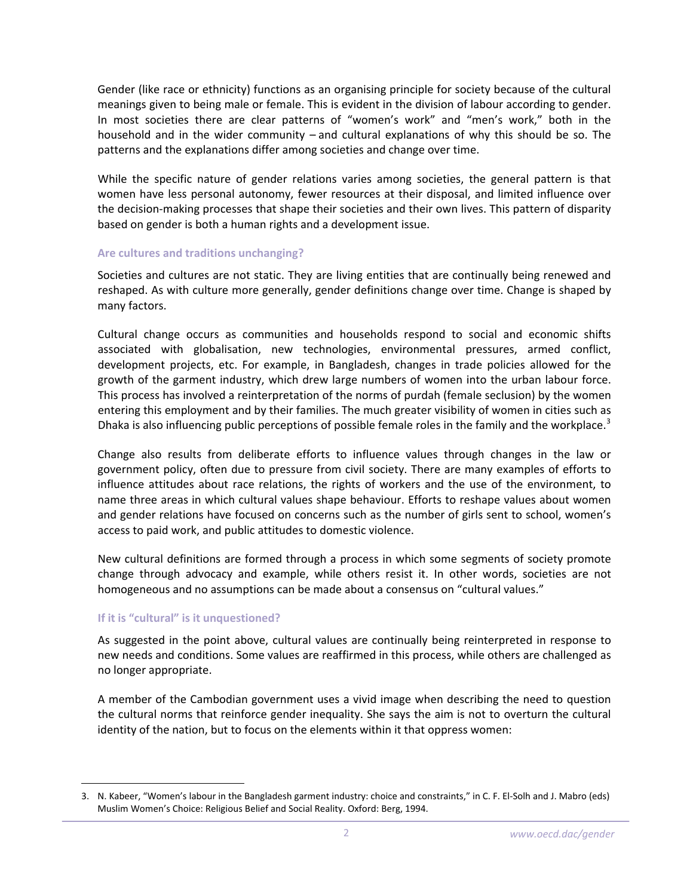Gender (like race or ethnicity) functions as an organising principle for society because of the cultural meanings given to being male or female. This is evident in the division of labour according to gender. In most societies there are clear patterns of "women's work" and "men's work," both in the household and in the wider community – and cultural explanations of why this should be so. The patterns and the explanations differ among societies and change over time.

While the specific nature of gender relations varies among societies, the general pattern is that women have less personal autonomy, fewer resources at their disposal, and limited influence over the decision-making processes that shape their societies and their own lives. This pattern of disparity based on gender is both a human rights and a development issue.

### Are cultures and traditions unchanging?

Societies and cultures are not static. They are living entities that are continually being renewed and reshaped. As with culture more generally, gender definitions change over time. Change is shaped by many factors.

Cultural change occurs as communities and households respond to social and economic shifts associated with globalisation, new technologies, environmental pressures, armed conflict, development projects, etc. For example, in Bangladesh, changes in trade policies allowed for the growth of the garment industry, which drew large numbers of women into the urban labour force. This process has involved a reinterpretation of the norms of purdah (female seclusion) by the women entering this employment and by their families. The much greater visibility of women in cities such as Dhaka is also influencing public perceptions of possible female roles in the family and the workplace.[3]

Change also results from deliberate efforts to influence values through changes in the law or government policy, often due to pressure from civil society. There are many examples of efforts to influence attitudes about race relations, the rights of workers and the use of the environment, to name three areas in which cultural values shape behaviour. Efforts to reshape values about women and gender relations have focused on concerns such as the number of girls sent to school, women's access to paid work, and public attitudes to domestic violence.

New cultural definitions are formed through a process in which some segments of society promote change through advocacy and example, while others resist it. In other words, societies are not homogeneous and no assumptions can be made about a consensus on "cultural values."

### If it is "cultural" is it unquestioned?

As suggested in the point above, cultural values are continually being reinterpreted in response to new needs and conditions. Some values are reaffirmed in this process, while others are challenged as no longer appropriate.

A member of the Cambodian government uses a vivid image when describing the need to question the cultural norms that reinforce gender inequality. She says the aim is not to overturn the cultural identity of the nation, but to focus on the elements within it that oppress women:

---

3. N. Kabeer, "Women's labour in the Bangladesh garment industry: choice and constraints," in C. F. El-Solh and J. Mabro (eds) Muslim Women's Choice: Religious Belief and Social Reality. Oxford: Berg, 1994.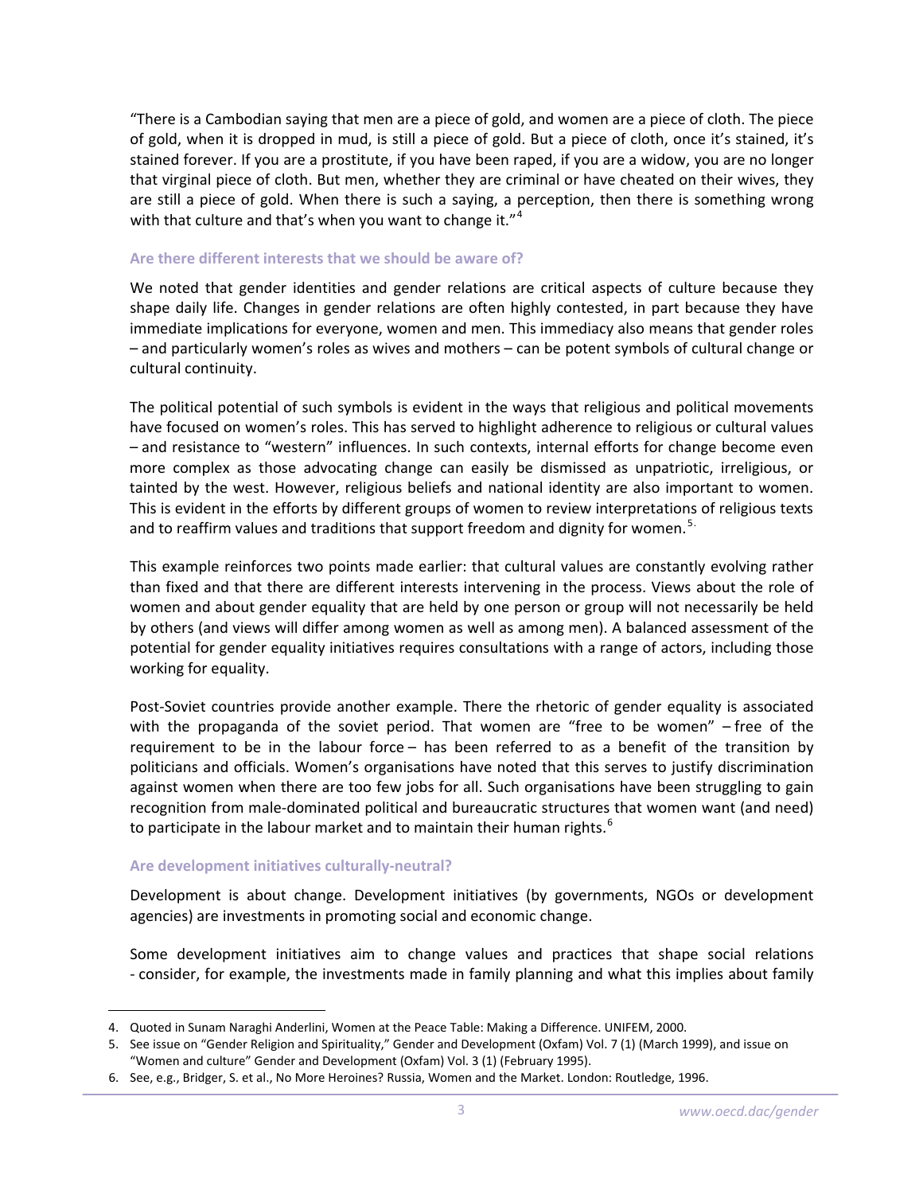"There is a Cambodian saying that men are a piece of gold, and women are a piece of cloth. The piece of gold, when it is dropped in mud, is still a piece of gold. But a piece of cloth, once it's stained, it's stained forever. If you are a prostitute, if you have been raped, if you are a widow, you are no longer that virginal piece of cloth. But men, whether they are criminal or have cheated on their wives, they are still a piece of gold. When there is such a saying, a perception, then there is something wrong with that culture and that's when you want to change it."[4]

### Are there different interests that we should be aware of?

We noted that gender identities and gender relations are critical aspects of culture because they shape daily life. Changes in gender relations are often highly contested, in part because they have immediate implications for everyone, women and men. This immediacy also means that gender roles – and particularly women's roles as wives and mothers – can be potent symbols of cultural change or cultural continuity.

The political potential of such symbols is evident in the ways that religious and political movements have focused on women's roles. This has served to highlight adherence to religious or cultural values – and resistance to "western" influences. In such contexts, internal efforts for change become even more complex as those advocating change can easily be dismissed as unpatriotic, irreligious, or tainted by the west. However, religious beliefs and national identity are also important to women. This is evident in the efforts by different groups of women to review interpretations of religious texts and to reaffirm values and traditions that support freedom and dignity for women.[5]

This example reinforces two points made earlier: that cultural values are constantly evolving rather than fixed and that there are different interests intervening in the process. Views about the role of women and about gender equality that are held by one person or group will not necessarily be held by others (and views will differ among women as well as among men). A balanced assessment of the potential for gender equality initiatives requires consultations with a range of actors, including those working for equality.

Post-Soviet countries provide another example. There the rhetoric of gender equality is associated with the propaganda of the soviet period. That women are "free to be women" – free of the requirement to be in the labour force – has been referred to as a benefit of the transition by politicians and officials. Women's organisations have noted that this serves to justify discrimination against women when there are too few jobs for all. Such organisations have been struggling to gain recognition from male-dominated political and bureaucratic structures that women want (and need) to participate in the labour market and to maintain their human rights.[6]

### Are development initiatives culturally-neutral?

Development is about change. Development initiatives (by governments, NGOs or development agencies) are investments in promoting social and economic change.

Some development initiatives aim to change values and practices that shape social relations - consider, for example, the investments made in family planning and what this implies about family

---

4. Quoted in Sunam Naraghi Anderlini, Women at the Peace Table: Making a Difference. UNIFEM, 2000.
5. See issue on "Gender Religion and Spirituality," Gender and Development (Oxfam) Vol. 7 (1) (March 1999), and issue on "Women and culture" Gender and Development (Oxfam) Vol. 3 (1) (February 1995).
6. See, e.g., Bridger, S. et al., No More Heroines? Russia, Women and the Market. London: Routledge, 1996.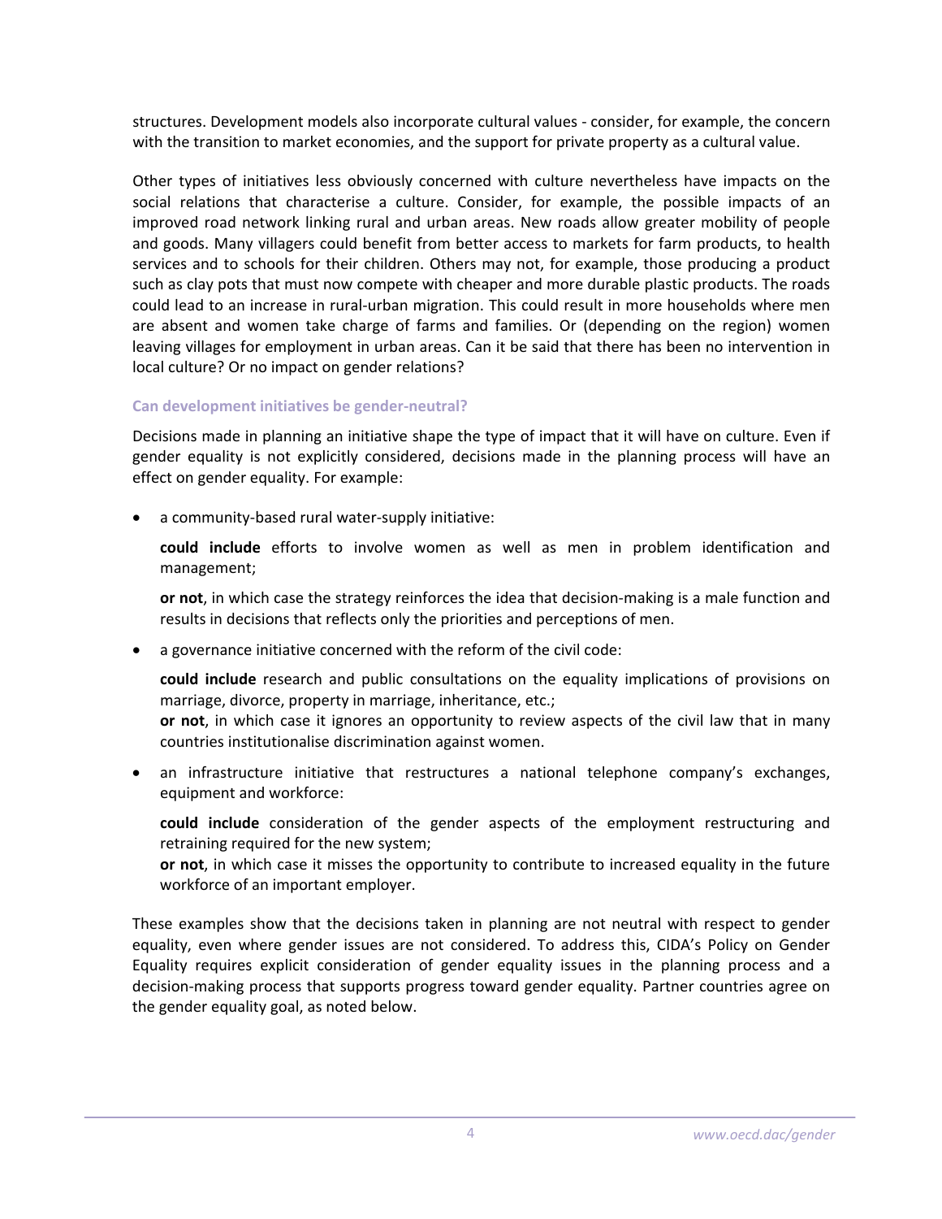structures. Development models also incorporate cultural values - consider, for example, the concern with the transition to market economies, and the support for private property as a cultural value.

Other types of initiatives less obviously concerned with culture nevertheless have impacts on the social relations that characterise a culture. Consider, for example, the possible impacts of an improved road network linking rural and urban areas. New roads allow greater mobility of people and goods. Many villagers could benefit from better access to markets for farm products, to health services and to schools for their children. Others may not, for example, those producing a product such as clay pots that must now compete with cheaper and more durable plastic products. The roads could lead to an increase in rural-urban migration. This could result in more households where men are absent and women take charge of farms and families. Or (depending on the region) women leaving villages for employment in urban areas. Can it be said that there has been no intervention in local culture? Or no impact on gender relations?

### Can development initiatives be gender-neutral?

Decisions made in planning an initiative shape the type of impact that it will have on culture. Even if gender equality is not explicitly considered, decisions made in the planning process will have an effect on gender equality. For example:

- a community-based rural water-supply initiative:

  **could include** efforts to involve women as well as men in problem identification and management;

  **or not**, in which case the strategy reinforces the idea that decision-making is a male function and results in decisions that reflects only the priorities and perceptions of men.

- a governance initiative concerned with the reform of the civil code:

  **could include** research and public consultations on the equality implications of provisions on marriage, divorce, property in marriage, inheritance, etc.;
  **or not**, in which case it ignores an opportunity to review aspects of the civil law that in many countries institutionalise discrimination against women.

- an infrastructure initiative that restructures a national telephone company's exchanges, equipment and workforce:

  **could include** consideration of the gender aspects of the employment restructuring and retraining required for the new system;
  **or not**, in which case it misses the opportunity to contribute to increased equality in the future workforce of an important employer.

These examples show that the decisions taken in planning are not neutral with respect to gender equality, even where gender issues are not considered. To address this, CIDA's Policy on Gender Equality requires explicit consideration of gender equality issues in the planning process and a decision-making process that supports progress toward gender equality. Partner countries agree on the gender equality goal, as noted below.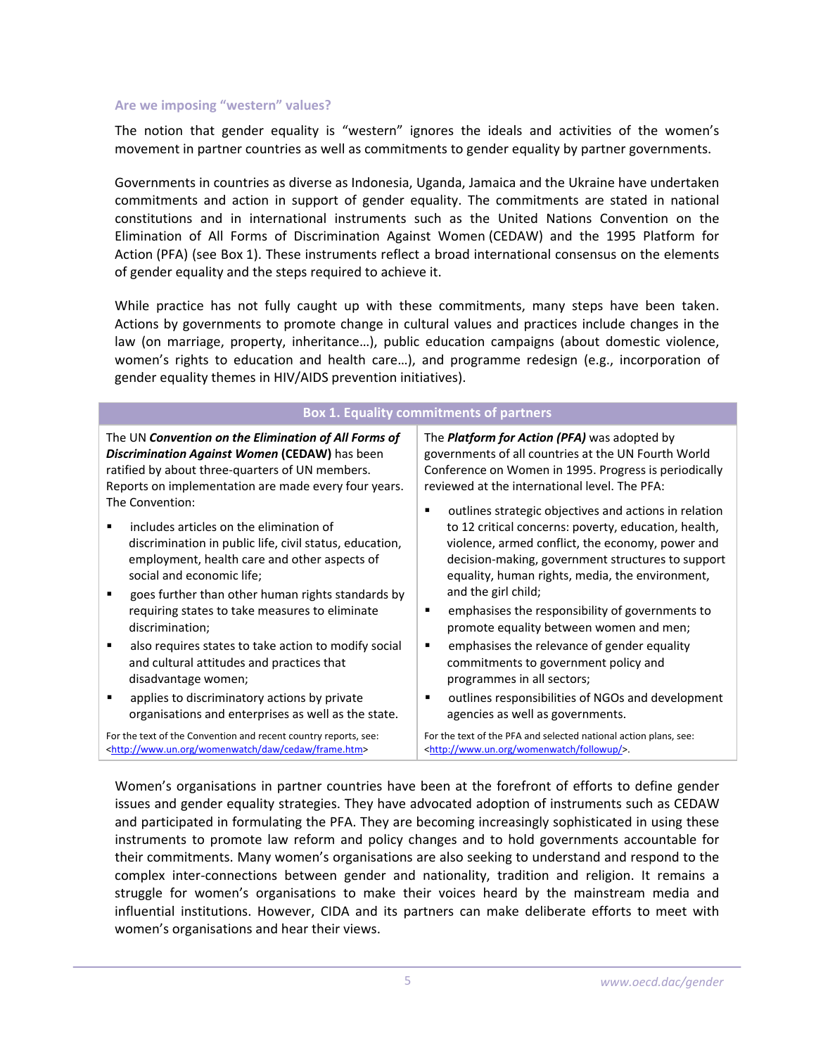### Are we imposing "western" values?

The notion that gender equality is "western" ignores the ideals and activities of the women's movement in partner countries as well as commitments to gender equality by partner governments.

Governments in countries as diverse as Indonesia, Uganda, Jamaica and the Ukraine have undertaken commitments and action in support of gender equality. The commitments are stated in national constitutions and in international instruments such as the United Nations Convention on the Elimination of All Forms of Discrimination Against Women (CEDAW) and the 1995 Platform for Action (PFA) (see Box 1). These instruments reflect a broad international consensus on the elements of gender equality and the steps required to achieve it.

While practice has not fully caught up with these commitments, many steps have been taken. Actions by governments to promote change in cultural values and practices include changes in the law (on marriage, property, inheritance…), public education campaigns (about domestic violence, women's rights to education and health care…), and programme redesign (e.g., incorporation of gender equality themes in HIV/AIDS prevention initiatives).

**Box 1. Equality commitments of partners**

The UN ***Convention on the Elimination of All Forms of Discrimination Against Women* (CEDAW)** has been ratified by about three-quarters of UN members. Reports on implementation are made every four years. The Convention:

- includes articles on the elimination of discrimination in public life, civil status, education, employment, health care and other aspects of social and economic life;
- goes further than other human rights standards by requiring states to take measures to eliminate discrimination;
- also requires states to take action to modify social and cultural attitudes and practices that disadvantage women;
- applies to discriminatory actions by private organisations and enterprises as well as the state.

For the text of the Convention and recent country reports, see: <http://www.un.org/womenwatch/daw/cedaw/frame.htm>

The ***Platform for Action (PFA)*** was adopted by governments of all countries at the UN Fourth World Conference on Women in 1995. Progress is periodically reviewed at the international level. The PFA:

- outlines strategic objectives and actions in relation to 12 critical concerns: poverty, education, health, violence, armed conflict, the economy, power and decision-making, government structures to support equality, human rights, media, the environment, and the girl child;
- emphasises the responsibility of governments to promote equality between women and men;
- emphasises the relevance of gender equality commitments to government policy and programmes in all sectors;
- outlines responsibilities of NGOs and development agencies as well as governments.

For the text of the PFA and selected national action plans, see: <http://www.un.org/womenwatch/followup/>.

Women's organisations in partner countries have been at the forefront of efforts to define gender issues and gender equality strategies. They have advocated adoption of instruments such as CEDAW and participated in formulating the PFA. They are becoming increasingly sophisticated in using these instruments to promote law reform and policy changes and to hold governments accountable for their commitments. Many women's organisations are also seeking to understand and respond to the complex inter-connections between gender and nationality, tradition and religion. It remains a struggle for women's organisations to make their voices heard by the mainstream media and influential institutions. However, CIDA and its partners can make deliberate efforts to meet with women's organisations and hear their views.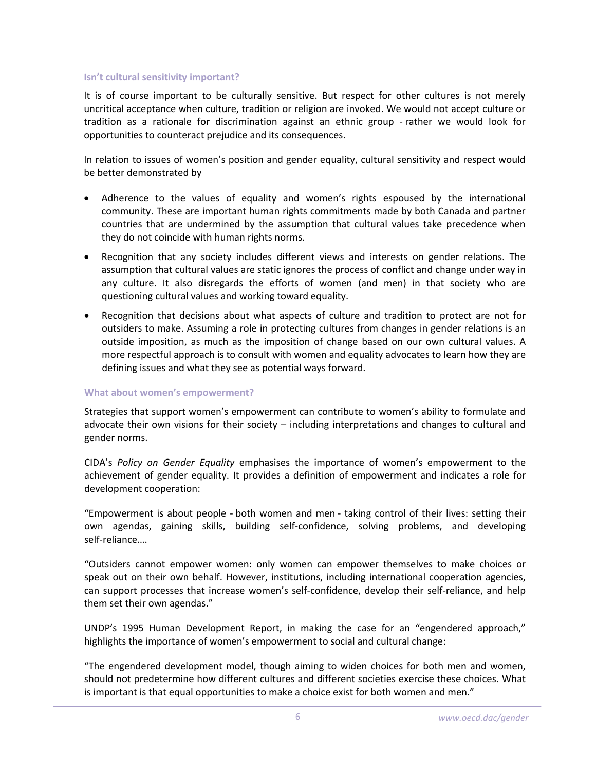### Isn't cultural sensitivity important?

It is of course important to be culturally sensitive. But respect for other cultures is not merely uncritical acceptance when culture, tradition or religion are invoked. We would not accept culture or tradition as a rationale for discrimination against an ethnic group - rather we would look for opportunities to counteract prejudice and its consequences.

In relation to issues of women's position and gender equality, cultural sensitivity and respect would be better demonstrated by

- Adherence to the values of equality and women's rights espoused by the international community. These are important human rights commitments made by both Canada and partner countries that are undermined by the assumption that cultural values take precedence when they do not coincide with human rights norms.
- Recognition that any society includes different views and interests on gender relations. The assumption that cultural values are static ignores the process of conflict and change under way in any culture. It also disregards the efforts of women (and men) in that society who are questioning cultural values and working toward equality.
- Recognition that decisions about what aspects of culture and tradition to protect are not for outsiders to make. Assuming a role in protecting cultures from changes in gender relations is an outside imposition, as much as the imposition of change based on our own cultural values. A more respectful approach is to consult with women and equality advocates to learn how they are defining issues and what they see as potential ways forward.

### What about women's empowerment?

Strategies that support women's empowerment can contribute to women's ability to formulate and advocate their own visions for their society – including interpretations and changes to cultural and gender norms.

CIDA's *Policy on Gender Equality* emphasises the importance of women's empowerment to the achievement of gender equality. It provides a definition of empowerment and indicates a role for development cooperation:

"Empowerment is about people - both women and men - taking control of their lives: setting their own agendas, gaining skills, building self-confidence, solving problems, and developing self-reliance….

"Outsiders cannot empower women: only women can empower themselves to make choices or speak out on their own behalf. However, institutions, including international cooperation agencies, can support processes that increase women's self-confidence, develop their self-reliance, and help them set their own agendas."

UNDP's 1995 Human Development Report, in making the case for an "engendered approach," highlights the importance of women's empowerment to social and cultural change:

"The engendered development model, though aiming to widen choices for both men and women, should not predetermine how different cultures and different societies exercise these choices. What is important is that equal opportunities to make a choice exist for both women and men."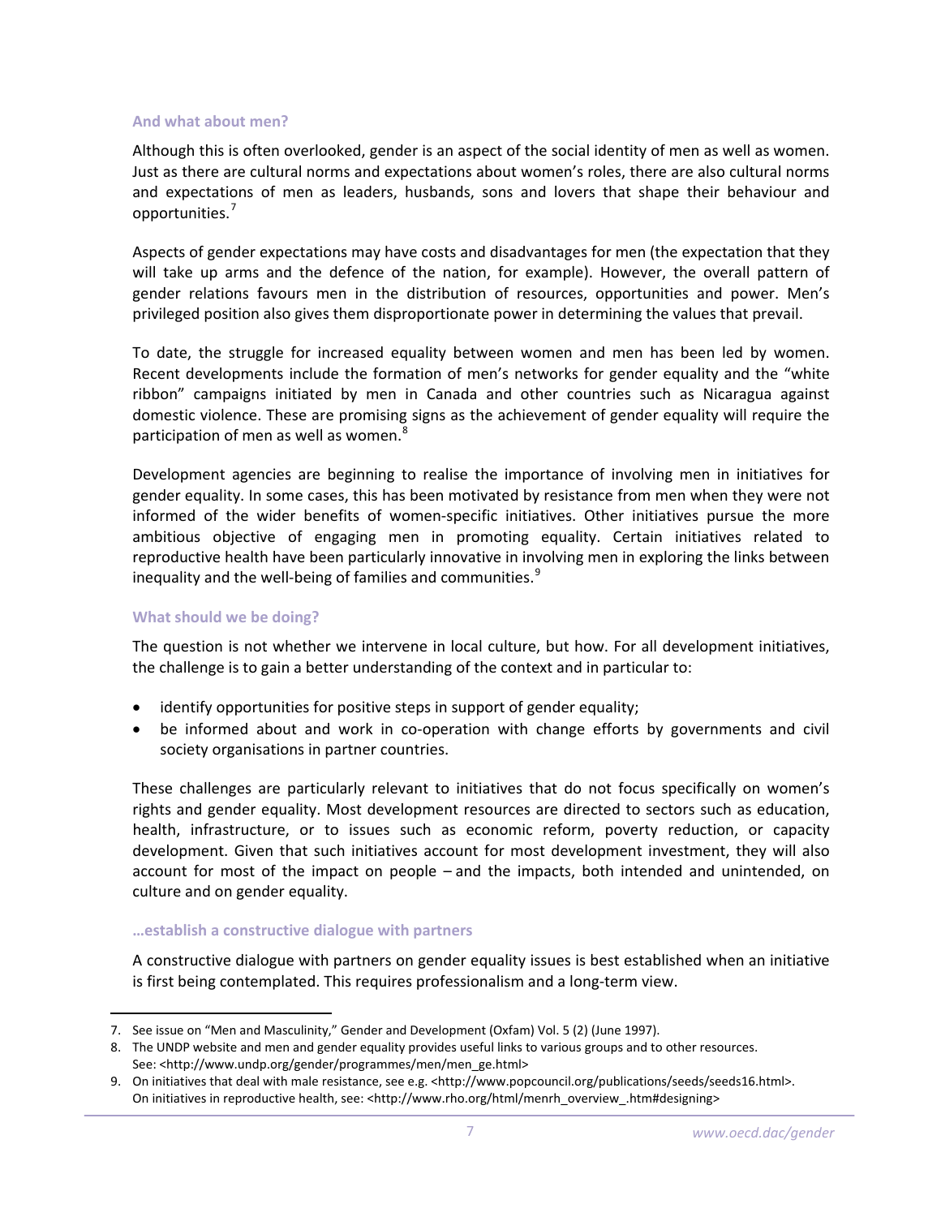### And what about men?

Although this is often overlooked, gender is an aspect of the social identity of men as well as women. Just as there are cultural norms and expectations about women's roles, there are also cultural norms and expectations of men as leaders, husbands, sons and lovers that shape their behaviour and opportunities.[7]

Aspects of gender expectations may have costs and disadvantages for men (the expectation that they will take up arms and the defence of the nation, for example). However, the overall pattern of gender relations favours men in the distribution of resources, opportunities and power. Men's privileged position also gives them disproportionate power in determining the values that prevail.

To date, the struggle for increased equality between women and men has been led by women. Recent developments include the formation of men's networks for gender equality and the "white ribbon" campaigns initiated by men in Canada and other countries such as Nicaragua against domestic violence. These are promising signs as the achievement of gender equality will require the participation of men as well as women.[8]

Development agencies are beginning to realise the importance of involving men in initiatives for gender equality. In some cases, this has been motivated by resistance from men when they were not informed of the wider benefits of women-specific initiatives. Other initiatives pursue the more ambitious objective of engaging men in promoting equality. Certain initiatives related to reproductive health have been particularly innovative in involving men in exploring the links between inequality and the well-being of families and communities.[9]

### What should we be doing?

The question is not whether we intervene in local culture, but how. For all development initiatives, the challenge is to gain a better understanding of the context and in particular to:

- identify opportunities for positive steps in support of gender equality;
- be informed about and work in co-operation with change efforts by governments and civil society organisations in partner countries.

These challenges are particularly relevant to initiatives that do not focus specifically on women's rights and gender equality. Most development resources are directed to sectors such as education, health, infrastructure, or to issues such as economic reform, poverty reduction, or capacity development. Given that such initiatives account for most development investment, they will also account for most of the impact on people – and the impacts, both intended and unintended, on culture and on gender equality.

### …establish a constructive dialogue with partners

A constructive dialogue with partners on gender equality issues is best established when an initiative is first being contemplated. This requires professionalism and a long-term view.

---

7. See issue on "Men and Masculinity," Gender and Development (Oxfam) Vol. 5 (2) (June 1997).
8. The UNDP website and men and gender equality provides useful links to various groups and to other resources. See: <http://www.undp.org/gender/programmes/men/men_ge.html>
9. On initiatives that deal with male resistance, see e.g. <http://www.popcouncil.org/publications/seeds/seeds16.html>. On initiatives in reproductive health, see: <http://www.rho.org/html/menrh_overview_.htm#designing>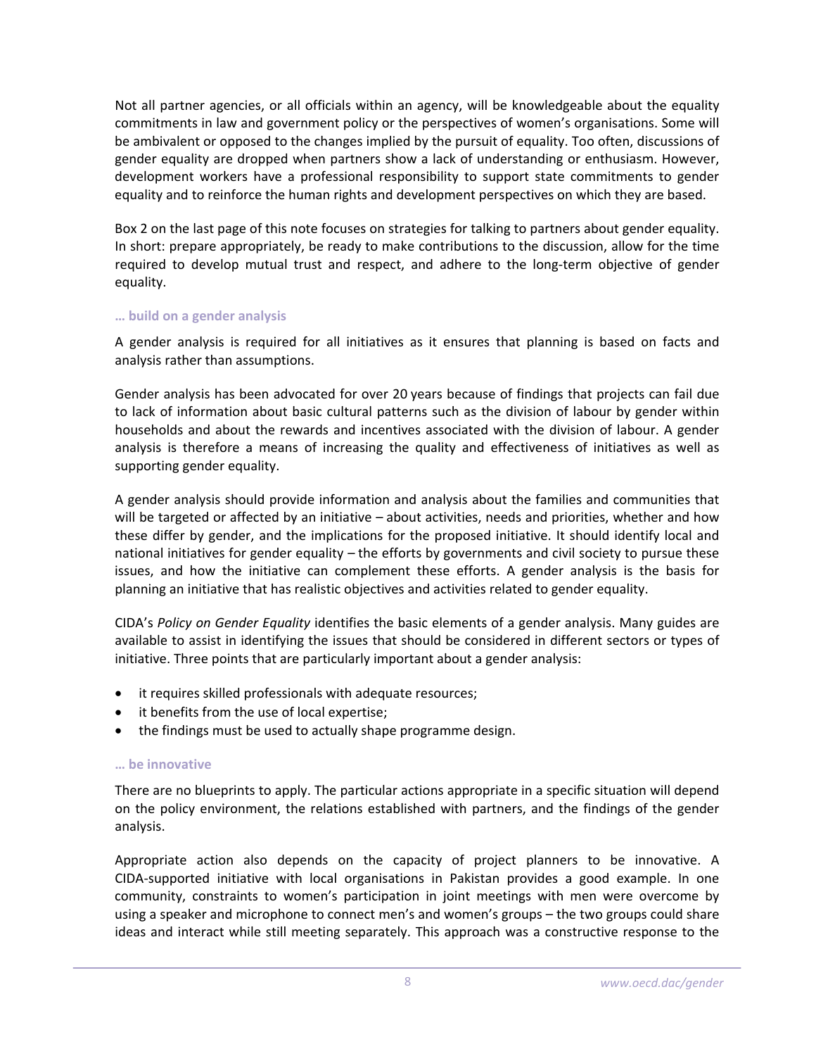Not all partner agencies, or all officials within an agency, will be knowledgeable about the equality commitments in law and government policy or the perspectives of women's organisations. Some will be ambivalent or opposed to the changes implied by the pursuit of equality. Too often, discussions of gender equality are dropped when partners show a lack of understanding or enthusiasm. However, development workers have a professional responsibility to support state commitments to gender equality and to reinforce the human rights and development perspectives on which they are based.

Box 2 on the last page of this note focuses on strategies for talking to partners about gender equality. In short: prepare appropriately, be ready to make contributions to the discussion, allow for the time required to develop mutual trust and respect, and adhere to the long-term objective of gender equality.

### … build on a gender analysis

A gender analysis is required for all initiatives as it ensures that planning is based on facts and analysis rather than assumptions.

Gender analysis has been advocated for over 20 years because of findings that projects can fail due to lack of information about basic cultural patterns such as the division of labour by gender within households and about the rewards and incentives associated with the division of labour. A gender analysis is therefore a means of increasing the quality and effectiveness of initiatives as well as supporting gender equality.

A gender analysis should provide information and analysis about the families and communities that will be targeted or affected by an initiative – about activities, needs and priorities, whether and how these differ by gender, and the implications for the proposed initiative. It should identify local and national initiatives for gender equality – the efforts by governments and civil society to pursue these issues, and how the initiative can complement these efforts. A gender analysis is the basis for planning an initiative that has realistic objectives and activities related to gender equality.

CIDA's *Policy on Gender Equality* identifies the basic elements of a gender analysis. Many guides are available to assist in identifying the issues that should be considered in different sectors or types of initiative. Three points that are particularly important about a gender analysis:

- it requires skilled professionals with adequate resources;
- it benefits from the use of local expertise;
- the findings must be used to actually shape programme design.

### … be innovative

There are no blueprints to apply. The particular actions appropriate in a specific situation will depend on the policy environment, the relations established with partners, and the findings of the gender analysis.

Appropriate action also depends on the capacity of project planners to be innovative. A CIDA-supported initiative with local organisations in Pakistan provides a good example. In one community, constraints to women's participation in joint meetings with men were overcome by using a speaker and microphone to connect men's and women's groups – the two groups could share ideas and interact while still meeting separately. This approach was a constructive response to the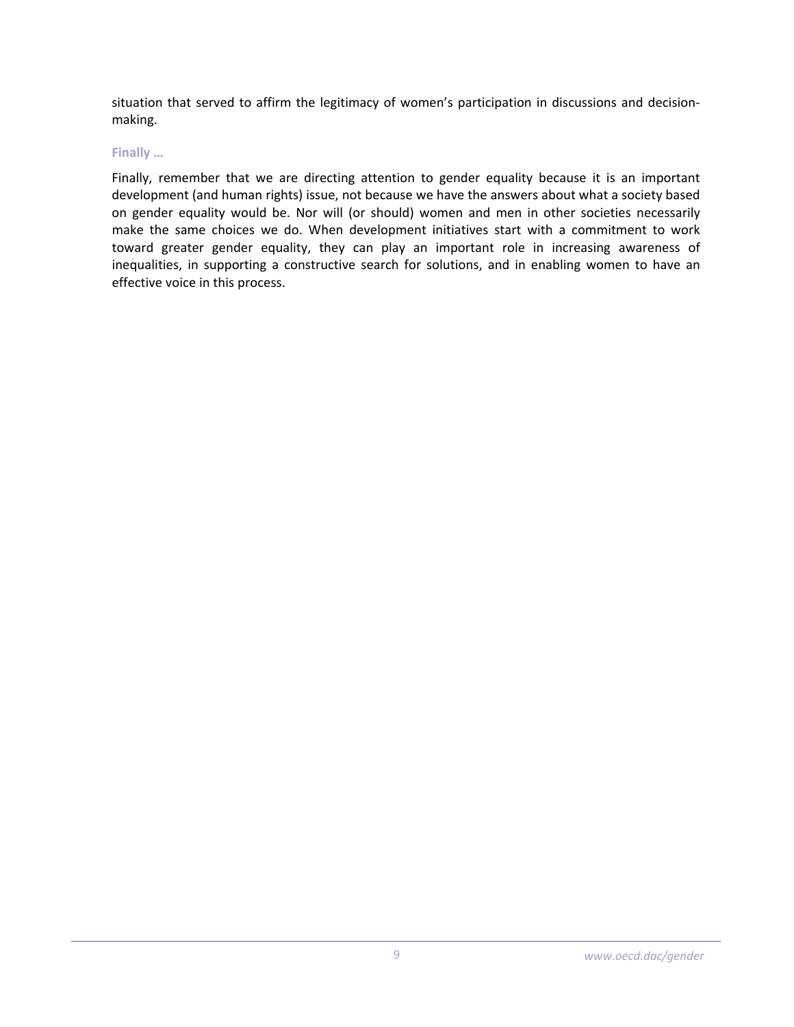situation that served to affirm the legitimacy of women's participation in discussions and decision-making.

### Finally …

Finally, remember that we are directing attention to gender equality because it is an important development (and human rights) issue, not because we have the answers about what a society based on gender equality would be. Nor will (or should) women and men in other societies necessarily make the same choices we do. When development initiatives start with a commitment to work toward greater gender equality, they can play an important role in increasing awareness of inequalities, in supporting a constructive search for solutions, and in enabling women to have an effective voice in this process.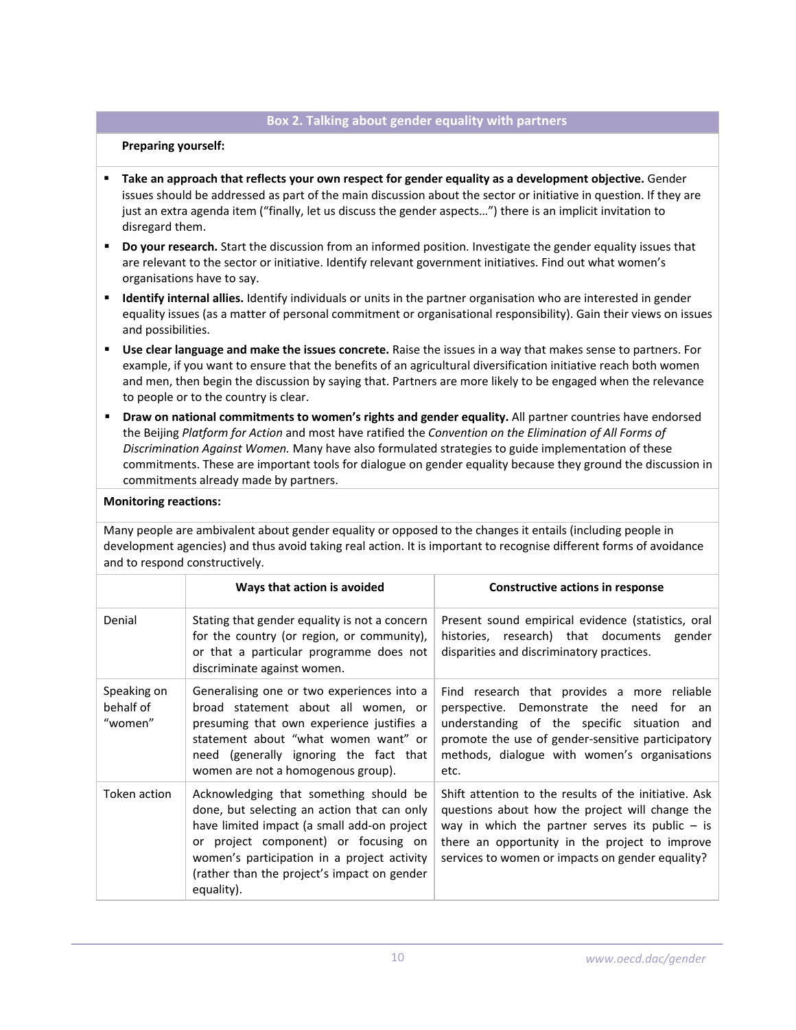### Box 2. Talking about gender equality with partners

**Preparing yourself:**

- **Take an approach that reflects your own respect for gender equality as a development objective.** Gender issues should be addressed as part of the main discussion about the sector or initiative in question. If they are just an extra agenda item ("finally, let us discuss the gender aspects…") there is an implicit invitation to disregard them.
- **Do your research.** Start the discussion from an informed position. Investigate the gender equality issues that are relevant to the sector or initiative. Identify relevant government initiatives. Find out what women's organisations have to say.
- **Identify internal allies.** Identify individuals or units in the partner organisation who are interested in gender equality issues (as a matter of personal commitment or organisational responsibility). Gain their views on issues and possibilities.
- **Use clear language and make the issues concrete.** Raise the issues in a way that makes sense to partners. For example, if you want to ensure that the benefits of an agricultural diversification initiative reach both women and men, then begin the discussion by saying that. Partners are more likely to be engaged when the relevance to people or to the country is clear.
- **Draw on national commitments to women's rights and gender equality.** All partner countries have endorsed the Beijing *Platform for Action* and most have ratified the *Convention on the Elimination of All Forms of Discrimination Against Women.* Many have also formulated strategies to guide implementation of these commitments. These are important tools for dialogue on gender equality because they ground the discussion in commitments already made by partners.

**Monitoring reactions:**

Many people are ambivalent about gender equality or opposed to the changes it entails (including people in development agencies) and thus avoid taking real action. It is important to recognise different forms of avoidance and to respond constructively.

| | Ways that action is avoided | Constructive actions in response |
|---|---|---|
| Denial | Stating that gender equality is not a concern for the country (or region, or community), or that a particular programme does not discriminate against women. | Present sound empirical evidence (statistics, oral histories, research) that documents gender disparities and discriminatory practices. |
| Speaking on behalf of "women" | Generalising one or two experiences into a broad statement about all women, or presuming that own experience justifies a statement about "what women want" or need (generally ignoring the fact that women are not a homogenous group). | Find research that provides a more reliable perspective. Demonstrate the need for an understanding of the specific situation and promote the use of gender-sensitive participatory methods, dialogue with women's organisations etc. |
| Token action | Acknowledging that something should be done, but selecting an action that can only have limited impact (a small add-on project or project component) or focusing on women's participation in a project activity (rather than the project's impact on gender equality). | Shift attention to the results of the initiative. Ask questions about how the project will change the way in which the partner serves its public – is there an opportunity in the project to improve services to women or impacts on gender equality? |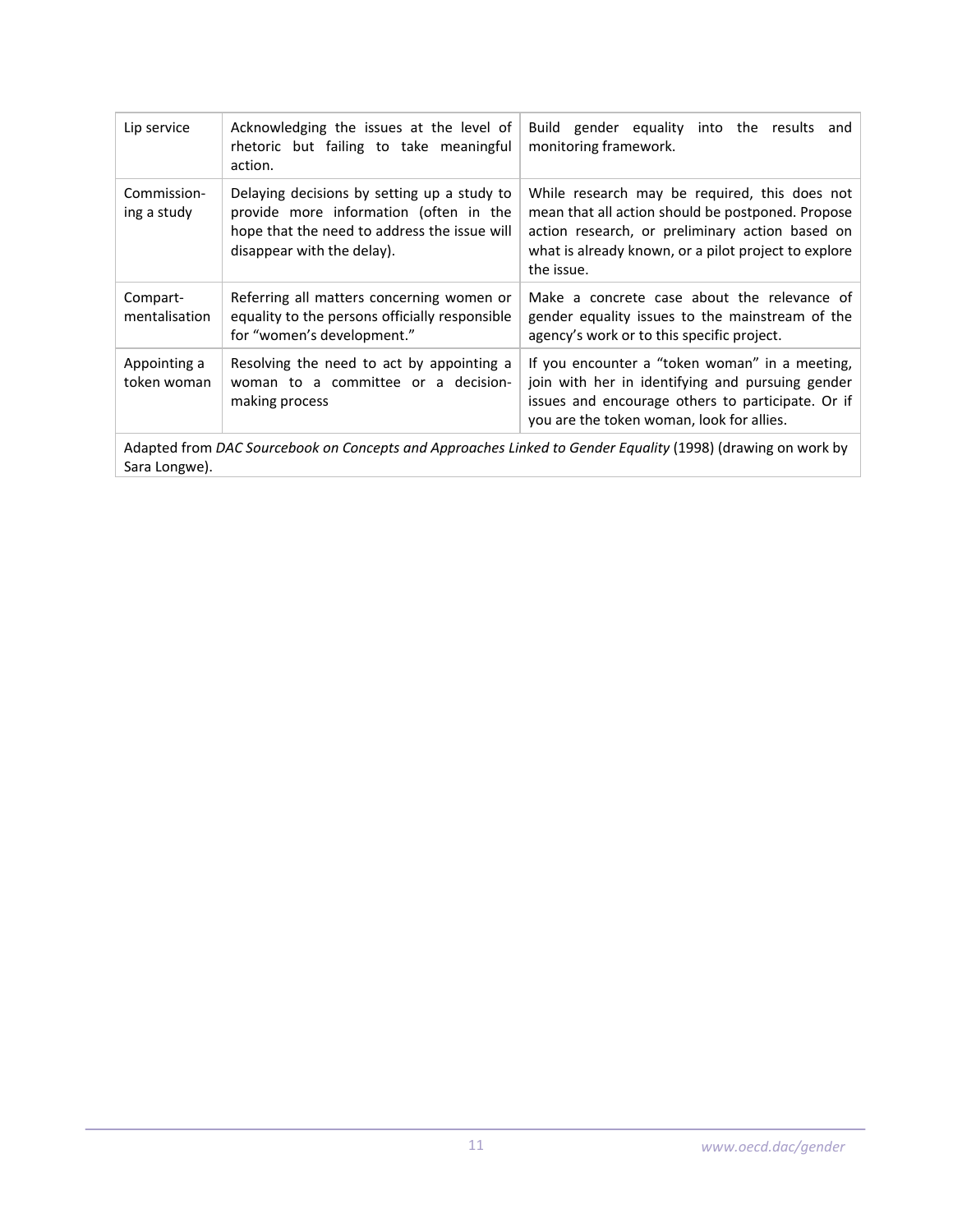| | | |
|---|---|---|
| Lip service | Acknowledging the issues at the level of rhetoric but failing to take meaningful action. | Build gender equality into the results and monitoring framework. |
| Commission-ing a study | Delaying decisions by setting up a study to provide more information (often in the hope that the need to address the issue will disappear with the delay). | While research may be required, this does not mean that all action should be postponed. Propose action research, or preliminary action based on what is already known, or a pilot project to explore the issue. |
| Compart-mentalisation | Referring all matters concerning women or equality to the persons officially responsible for "women's development." | Make a concrete case about the relevance of gender equality issues to the mainstream of the agency's work or to this specific project. |
| Appointing a token woman | Resolving the need to act by appointing a woman to a committee or a decision-making process | If you encounter a "token woman" in a meeting, join with her in identifying and pursuing gender issues and encourage others to participate. Or if you are the token woman, look for allies. |
| Adapted from *DAC Sourcebook on Concepts and Approaches Linked to Gender Equality* (1998) (drawing on work by Sara Longwe). | | |